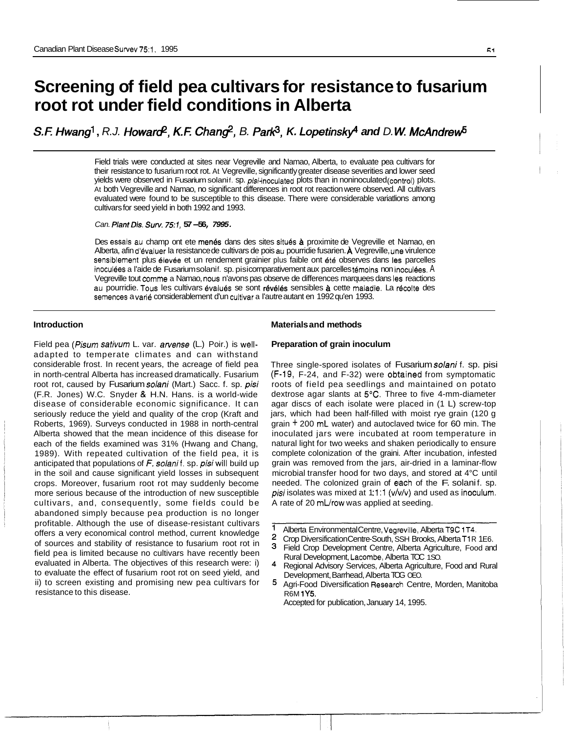// Screening of field pea cultivars for resistance to fusarium root rot under field conditions in Alberta

# Screening of field pea cultivars for resistance to fusarium root rot under field conditions in Alberta

*S.F. Hwang*[1], *R.J. Howard*[2], *K.F. Chang*[2], *B. Park*[3], *K. Lopetinsky*[4] and *D.W. McAndrew*[5]

Field trials were conducted at sites near Vegreville and Namao, Alberta, to evaluate pea cultivars for their resistance to fusarium root rot. At Vegreville, significantly greater disease severities and lower seed yields were observed in Fusarium solani f. sp. *pisi*-inoculated plots than in noninoculated (control) plots. At both Vegreville and Namao, no significant differences in root rot reaction were observed. All cultivars evaluated were found to be susceptible to this disease. There were considerable variatlions among cultivars for seed yield in both 1992 and 1993.

*Can. Plant Dis. Surv. 75:1, 57–56, 7995.*

Des essais au champ ont ete menés dans des sites situés à proximite de Vegreville et Namao, en Alberta, afin d'évaluer la resistance de cultivars de pois au pourridie fusarien. À Vegreville, une virulence sensiblement plus élevée et un rendement grainier plus faible ont été observes dans les parcelles inoculées a l'aide de Fusarium solani f. sp. pisi comparativement aux parcelles témoins non inoculées. À Vegreville tout comme a Namao, nous n'avons pas observe de differences marquees dans les reactions au pourridie. Tous les cultivars évalués se sont révélés sensibles à cette maladie. La récolte des semences a varié considerablement d'un cultivar a l'autre autant en 1992 qu'en 1993.

## Introduction

Field pea (*Pisum sativum* L. var. *arvense* (L.) Poir.) is well-adapted to temperate climates and can withstand considerable frost. In recent years, the acreage of field pea in north-central Alberta has increased dramatically. Fusarium root rot, caused by Fusarium *solani* (Mart.) Sacc. f. sp. *pisi* (F.R. Jones) W.C. Snyder & H.N. Hans. is a world-wide disease of considerable economic significance. It can seriously reduce the yield and quality of the crop (Kraft and Roberts, 1969). Surveys conducted in 1988 in north-central Alberta showed that the mean incidence of this disease for each of the fields examined was 31% (Hwang and Chang, 1989). With repeated cultivation of the field pea, it is anticipated that populations of *F. solani* f. sp. *pisi* will build up in the soil and cause significant yield losses in subsequent crops. Moreover, fusarium root rot may suddenly become more serious because of the introduction of new susceptible cultivars, and, consequently, some fields could be abandoned simply because pea production is no longer profitable. Although the use of disease-resistant cultivars offers a very economical control method, current knowledge of sources and stability of resistance to fusarium root rot in field pea is limited because no cultivars have recently been evaluated in Alberta. The objectives of this research were: i) to evaluate the effect of fusarium root rot on seed yield, and ii) to screen existing and promising new pea cultivars for resistance to this disease.

## Materials and methods

### Preparation of grain inoculum

Three single-spored isolates of Fusarium *solani* f. sp. pisi (F-19, F-24, and F-32) were obtained from symptomatic roots of field pea seedlings and maintained on potato dextrose agar slants at 5°C. Three to five 4-mm-diameter agar discs of each isolate were placed in (1 L) screw-top jars, which had been half-filled with moist rye grain (120 g grain + 200 mL water) and autoclaved twice for 60 min. The inoculated jars were incubated at room temperature in natural light for two weeks and shaken periodically to ensure complete colonization of the graini. After incubation, infested grain was removed from the jars, air-dried in a laminar-flow microbial transfer hood for two days, and stored at 4°C until needed. The colonized grain of each of the F. solani f. sp. *pisi* isolates was mixed at 1:1:1 (v/v/v) and used as inoculum. A rate of 20 mL/row was applied at seeding.

---

[1] Alberta Environmental Centre, Vegreville, Alberta T9C 1T4.
[2] Crop Diversification Centre-South, SSH Brooks, Alberta T1R 1E6.
[3] Field Crop Development Centre, Alberta Agriculture, Food and Rural Development, Lacombe, Alberta TOC 1SO.
[4] Regional Advisory Services, Alberta Agriculture, Food and Rural Development, Barrhead, Alberta TOG OEO.
[5] Agri-Food Diversification Research Centre, Morden, Manitoba R6M 1Y5.

Accepted for publication, January 14, 1995.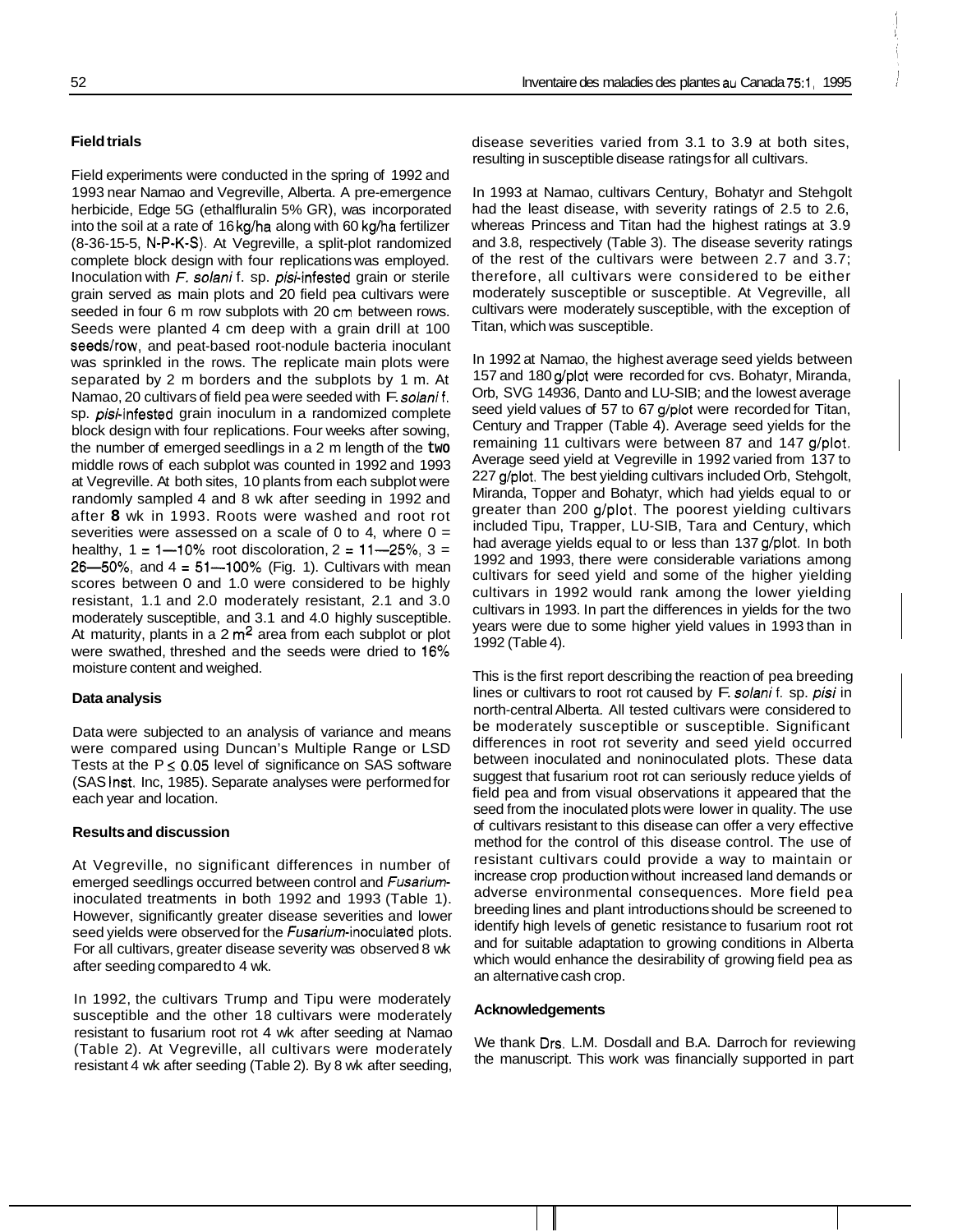### Field trials

Field experiments were conducted in the spring of 1992 and 1993 near Namao and Vegreville, Alberta. A pre-emergence herbicide, Edge 5G (ethalfluralin 5% GR), was incorporated into the soil at a rate of 16 kg/ha along with 60 kg/ha fertilizer (8-36-15-5, N-P-K-S). At Vegreville, a split-plot randomized complete block design with four replications was employed. Inoculation with *F. solani* f. sp. *pisi*-infested grain or sterile grain served as main plots and 20 field pea cultivars were seeded in four 6 m row subplots with 20 cm between rows. Seeds were planted 4 cm deep with a grain drill at 100 seeds/row, and peat-based root-nodule bacteria inoculant was sprinkled in the rows. The replicate main plots were separated by 2 m borders and the subplots by 1 m. At Namao, 20 cultivars of field pea were seeded with *F. solani* f. sp. *pisi*-infested grain inoculum in a randomized complete block design with four replications. Four weeks after sowing, the number of emerged seedlings in a 2 m length of the two middle rows of each subplot was counted in 1992 and 1993 at Vegreville. At both sites, 10 plants from each subplot were randomly sampled 4 and 8 wk after seeding in 1992 and after **8** wk in 1993. Roots were washed and root rot severities were assessed on a scale of 0 to 4, where 0 = healthy, 1 = 1—10% root discoloration, 2 = 11—25%, 3 = 26—50%, and 4 = 51—100% (Fig. 1). Cultivars with mean scores between 0 and 1.0 were considered to be highly resistant, 1.1 and 2.0 moderately resistant, 2.1 and 3.0 moderately susceptible, and 3.1 and 4.0 highly susceptible. At maturity, plants in a 2 $m^2$ area from each subplot or plot were swathed, threshed and the seeds were dried to 16% moisture content and weighed.

### Data analysis

Data were subjected to an analysis of variance and means were compared using Duncan's Multiple Range or LSD Tests at the $P \leq 0.05$ level of significance on SAS software (SAS Inst. Inc, 1985). Separate analyses were performed for each year and location.

### Results and discussion

At Vegreville, no significant differences in number of emerged seedlings occurred between control and *Fusarium*-inoculated treatments in both 1992 and 1993 (Table 1). However, significantly greater disease severities and lower seed yields were observed for the *Fusarium*-inoculated plots. For all cultivars, greater disease severity was observed 8 wk after seeding compared to 4 wk.

In 1992, the cultivars Trump and Tipu were moderately susceptible and the other 18 cultivars were moderately resistant to fusarium root rot 4 wk after seeding at Namao (Table 2). At Vegreville, all cultivars were moderately resistant 4 wk after seeding (Table 2). By 8 wk after seeding, disease severities varied from 3.1 to 3.9 at both sites, resulting in susceptible disease ratings for all cultivars.

In 1993 at Namao, cultivars Century, Bohatyr and Stehgolt had the least disease, with severity ratings of 2.5 to 2.6, whereas Princess and Titan had the highest ratings at 3.9 and 3.8, respectively (Table 3). The disease severity ratings of the rest of the cultivars were between 2.7 and 3.7; therefore, all cultivars were considered to be either moderately susceptible or susceptible. At Vegreville, all cultivars were moderately susceptible, with the exception of Titan, which was susceptible.

In 1992 at Namao, the highest average seed yields between 157 and 180 g/plot were recorded for cvs. Bohatyr, Miranda, Orb, SVG 14936, Danto and LU-SIB; and the lowest average seed yield values of 57 to 67 g/plot were recorded for Titan, Century and Trapper (Table 4). Average seed yields for the remaining 11 cultivars were between 87 and 147 g/plot. Average seed yield at Vegreville in 1992 varied from 137 to 227 g/plot. The best yielding cultivars included Orb, Stehgolt, Miranda, Topper and Bohatyr, which had yields equal to or greater than 200 g/plot. The poorest yielding cultivars included Tipu, Trapper, LU-SIB, Tara and Century, which had average yields equal to or less than 137 g/plot. In both 1992 and 1993, there were considerable variations among cultivars for seed yield and some of the higher yielding cultivars in 1992 would rank among the lower yielding cultivars in 1993. In part the differences in yields for the two years were due to some higher yield values in 1993 than in 1992 (Table 4).

This is the first report describing the reaction of pea breeding lines or cultivars to root rot caused by *F. solani* f. sp. *pisi* in north-central Alberta. All tested cultivars were considered to be moderately susceptible or susceptible. Significant differences in root rot severity and seed yield occurred between inoculated and noninoculated plots. These data suggest that fusarium root rot can seriously reduce yields of field pea and from visual observations it appeared that the seed from the inoculated plots were lower in quality. The use of cultivars resistant to this disease can offer a very effective method for the control of this disease control. The use of resistant cultivars could provide a way to maintain or increase crop production without increased land demands or adverse environmental consequences. More field pea breeding lines and plant introductions should be screened to identify high levels of genetic resistance to fusarium root rot and for suitable adaptation to growing conditions in Alberta which would enhance the desirability of growing field pea as an alternative cash crop.

### Acknowledgements

We thank Drs. L.M. Dosdall and B.A. Darroch for reviewing the manuscript. This work was financially supported in part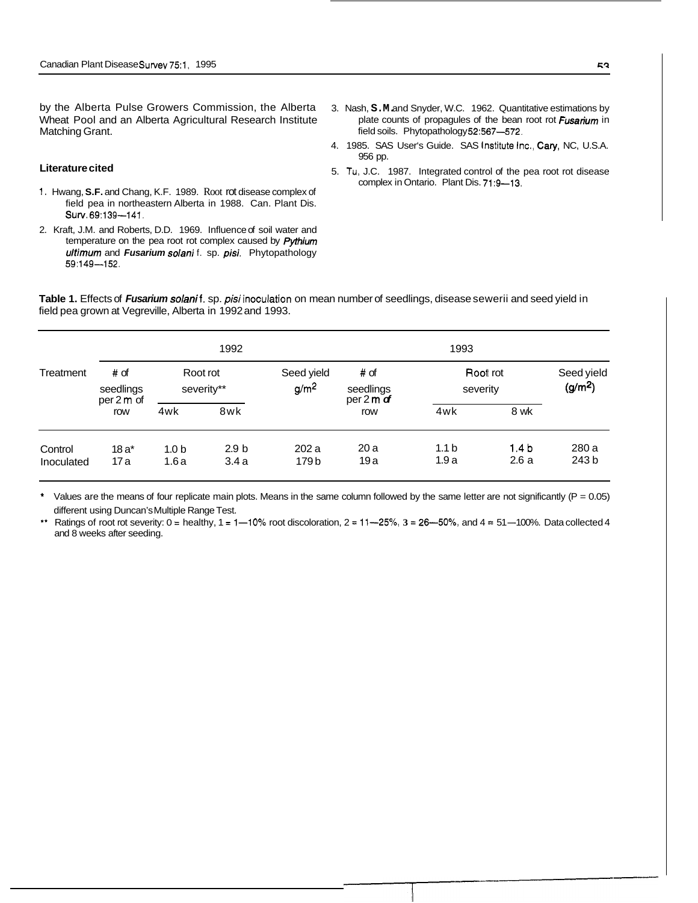by the Alberta Pulse Growers Commission, the Alberta Wheat Pool and an Alberta Agricultural Research Institute Matching Grant.

### Literature cited

1. Hwang, **S.F.** and Chang, K.F. 1989. Root rot disease complex of field pea in northeastern Alberta in 1988. Can. Plant Dis. Surv. 69:139—141.
2. Kraft, J.M. and Roberts, D.D. 1969. Influence of soil water and temperature on the pea root rot complex caused by ***Pythium ultimum*** and ***Fusarium solani*** f. sp. *pisi*. Phytopathology 59:149—152.
3. Nash, **S.M.** and Snyder, W.C. 1962. Quantitative estimations by plate counts of propagules of the bean root rot *Fusarium* in field soils. Phytopathology 52:567—572.
4. 1985. SAS User's Guide. SAS Institute Inc., Cary, NC, U.S.A. 956 pp.
5. Tu, J.C. 1987. Integrated control of the pea root rot disease complex in Ontario. Plant Dis. 71:9—13.

**Table 1.** Effects of ***Fusarium solani*** f. sp. *pisi* inoculation on mean number of seedlings, disease sewerii and seed yield in field pea grown at Vegreville, Alberta in 1992 and 1993.

| Treatment | 1992 | | | | 1993 | | | |
|---|---|---|---|---|---|---|---|---|
| | # of seedlings per 2 m of row | Root rot severity** | | Seed yield g/m$^2$ | # of seedlings per 2 m of row | Root rot severity | | Seed yield (g/m$^2$) |
| | | 4wk | 8wk | | | 4wk | 8 wk | |
| Control | 18 a* | 1.0 b | 2.9 b | 202 a | 20 a | 1.1 b | 1.4 b | 280 a |
| Inoculated | 17 a | 1.6 a | 3.4 a | 179 b | 19 a | 1.9 a | 2.6 a | 243 b |

\* Values are the means of four replicate main plots. Means in the same column followed by the same letter are not significantly (P = 0.05) different using Duncan's Multiple Range Test.

\*\* Ratings of root rot severity: 0 = healthy, 1 = 1—10% root discoloration, 2 = 11—25%, 3 = 26—50%, and 4 = 51—100%. Data collected 4 and 8 weeks after seeding.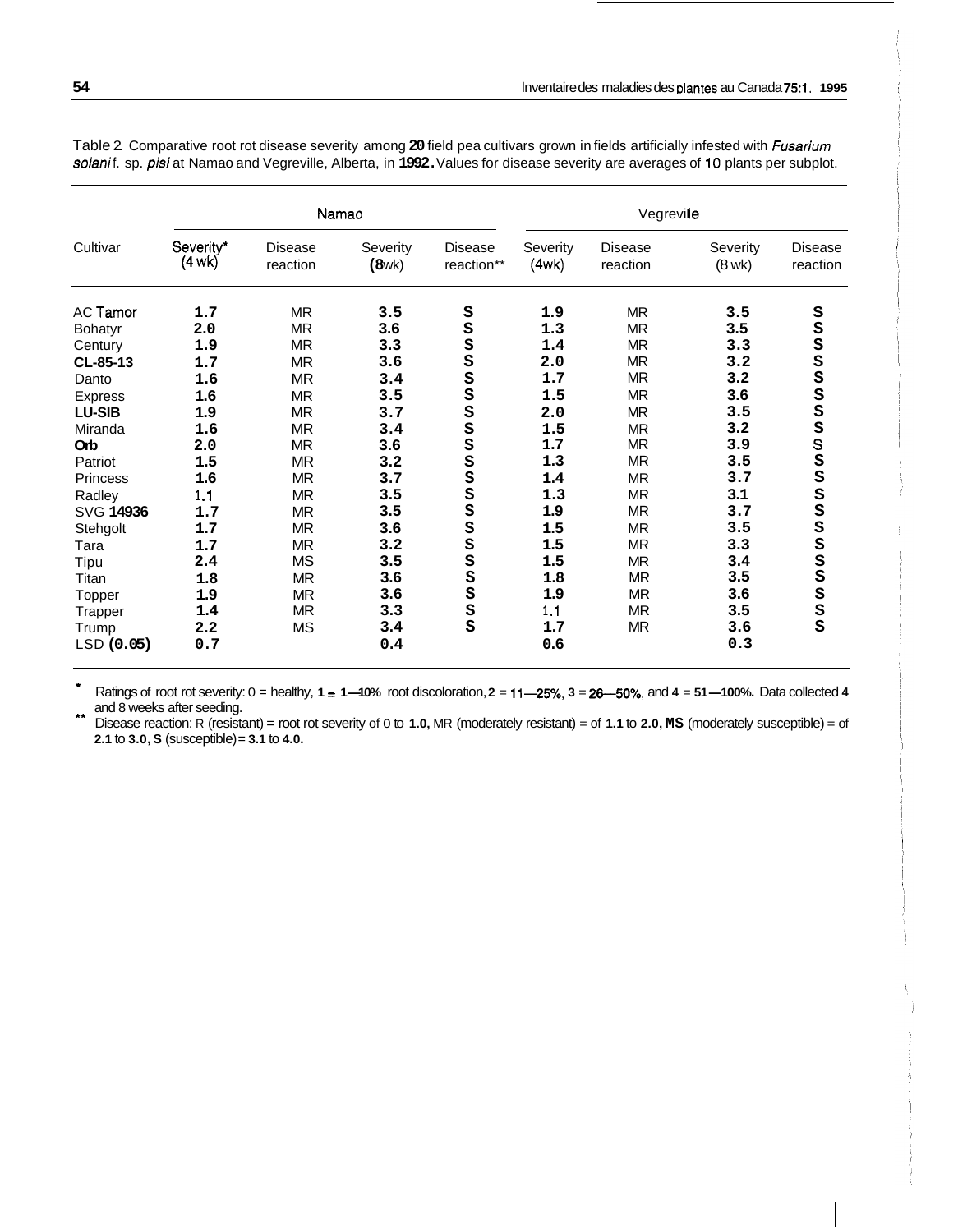Table 2. Comparative root rot disease severity among 20 field pea cultivars grown in fields artificially infested with *Fusarium solani* f. sp. *pisi* at Namao and Vegreville, Alberta, in 1992. Values for disease severity are averages of 10 plants per subplot.

| Cultivar | Namao | | | | Vegreville | | | |
|---|---|---|---|---|---|---|---|---|
| | Severity* (4 wk) | Disease reaction | Severity (8 wk) | Disease reaction** | Severity (4 wk) | Disease reaction | Severity (8 wk) | Disease reaction |
| AC Tamor | 1.7 | MR | 3.5 | S | 1.9 | MR | 3.5 | S |
| Bohatyr | 2.0 | MR | 3.6 | S | 1.3 | MR | 3.5 | S |
| Century | 1.9 | MR | 3.3 | S | 1.4 | MR | 3.3 | S |
| CL-85-13 | 1.7 | MR | 3.6 | S | 2.0 | MR | 3.2 | S |
| Danto | 1.6 | MR | 3.4 | S | 1.7 | MR | 3.2 | S |
| Express | 1.6 | MR | 3.5 | S | 1.5 | MR | 3.6 | S |
| LU-SIB | 1.9 | MR | 3.7 | S | 2.0 | MR | 3.5 | S |
| Miranda | 1.6 | MR | 3.4 | S | 1.5 | MR | 3.2 | S |
| Orb | 2.0 | MR | 3.6 | S | 1.7 | MR | 3.9 | S |
| Patriot | 1.5 | MR | 3.2 | S | 1.3 | MR | 3.5 | S |
| Princess | 1.6 | MR | 3.7 | S | 1.4 | MR | 3.7 | S |
| Radley | 1.1 | MR | 3.5 | S | 1.3 | MR | 3.1 | S |
| SVG 14936 | 1.7 | MR | 3.5 | S | 1.9 | MR | 3.7 | S |
| Stehgolt | 1.7 | MR | 3.6 | S | 1.5 | MR | 3.5 | S |
| Tara | 1.7 | MR | 3.2 | S | 1.5 | MR | 3.3 | S |
| Tipu | 2.4 | MS | 3.5 | S | 1.5 | MR | 3.4 | S |
| Titan | 1.8 | MR | 3.6 | S | 1.8 | MR | 3.5 | S |
| Topper | 1.9 | MR | 3.6 | S | 1.9 | MR | 3.6 | S |
| Trapper | 1.4 | MR | 3.3 | S | 1.1 | MR | 3.5 | S |
| Trump | 2.2 | MS | 3.4 | S | 1.7 | MR | 3.6 | S |
| LSD (0.05) | 0.7 | | 0.4 | | 0.6 | | 0.3 | |

\* Ratings of root rot severity: 0 = healthy, 1 = 1–10% root discoloration, 2 = 11–25%, 3 = 26–50%, and 4 = 51–100%. Data collected 4 and 8 weeks after seeding.

\*\* Disease reaction: R (resistant) = root rot severity of 0 to 1.0, MR (moderately resistant) = of 1.1 to 2.0, MS (moderately susceptible) = of 2.1 to 3.0, S (susceptible) = 3.1 to 4.0.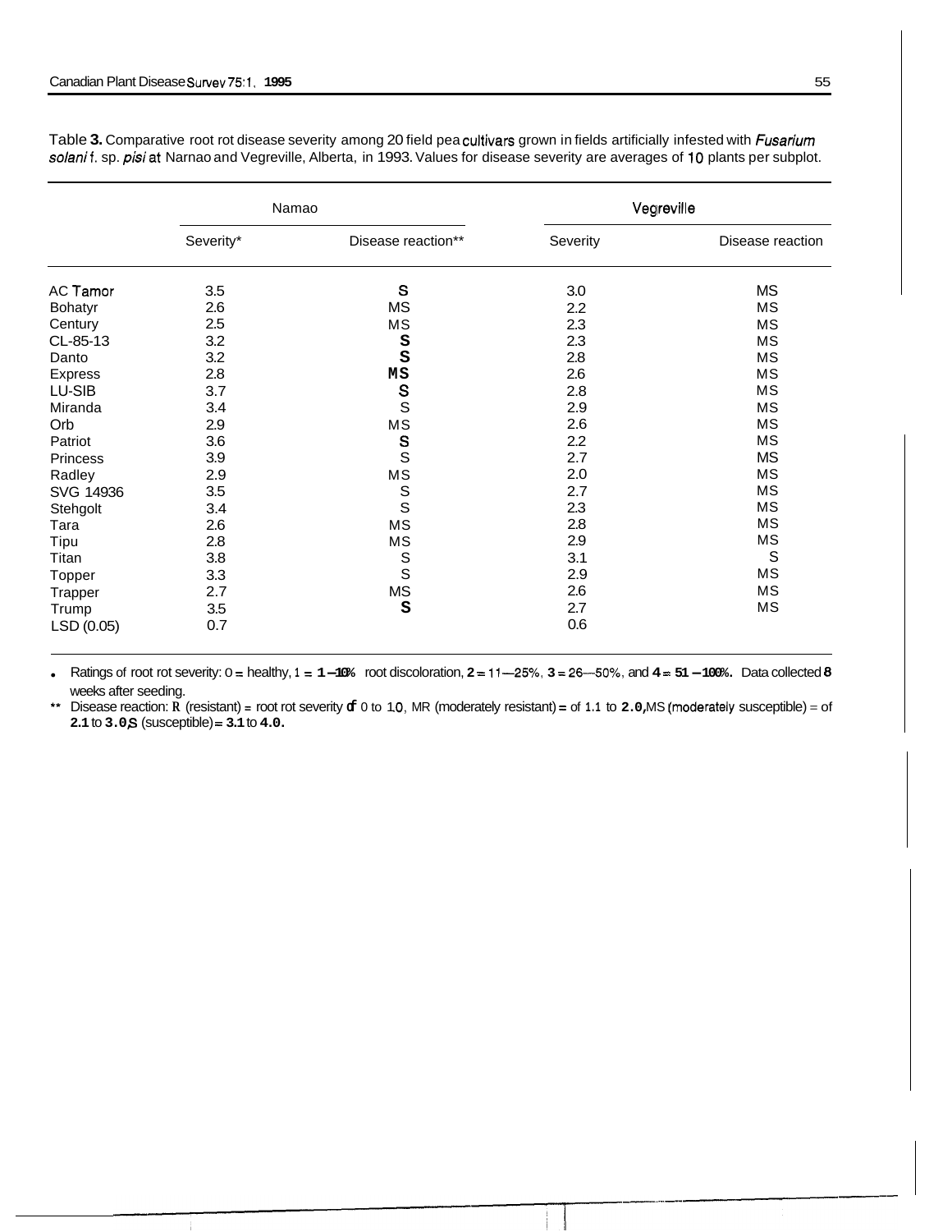Table 3. Comparative root rot disease severity among 20 field pea cultivars grown in fields artificially infested with *Fusarium solani* f. sp. *pisi* at Narnao and Vegreville, Alberta, in 1993. Values for disease severity are averages of 10 plants per subplot.

| | Namao | | Vegreville | |
|---|---|---|---|---|
| | Severity* | Disease reaction** | Severity | Disease reaction |
| AC Tamor | 3.5 | S | 3.0 | MS |
| Bohatyr | 2.6 | MS | 2.2 | MS |
| Century | 2.5 | MS | 2.3 | MS |
| CL-85-13 | 3.2 | S | 2.3 | MS |
| Danto | 3.2 | S | 2.8 | MS |
| Express | 2.8 | MS | 2.6 | MS |
| LU-SIB | 3.7 | S | 2.8 | MS |
| Miranda | 3.4 | S | 2.9 | MS |
| Orb | 2.9 | MS | 2.6 | MS |
| Patriot | 3.6 | S | 2.2 | MS |
| Princess | 3.9 | S | 2.7 | MS |
| Radley | 2.9 | MS | 2.0 | MS |
| SVG 14936 | 3.5 | S | 2.7 | MS |
| Stehgolt | 3.4 | S | 2.3 | MS |
| Tara | 2.6 | MS | 2.8 | MS |
| Tipu | 2.8 | MS | 2.9 | MS |
| Titan | 3.8 | S | 3.1 | S |
| Topper | 3.3 | S | 2.9 | MS |
| Trapper | 2.7 | MS | 2.6 | MS |
| Trump | 3.5 | S | 2.7 | MS |
| LSD (0.05) | 0.7 | | 0.6 | |

* Ratings of root rot severity: 0 = healthy, 1 = 1–10% root discoloration, 2 = 11–25%, 3 = 26–50%, and 4 = 51–100%. Data collected 8 weeks after seeding.

** Disease reaction: R (resistant) = root rot severity of 0 to 1.0, MR (moderately resistant) = of 1.1 to 2.0, MS (moderately susceptible) = of 2.1 to 3.0, S (susceptible) = 3.1 to 4.0.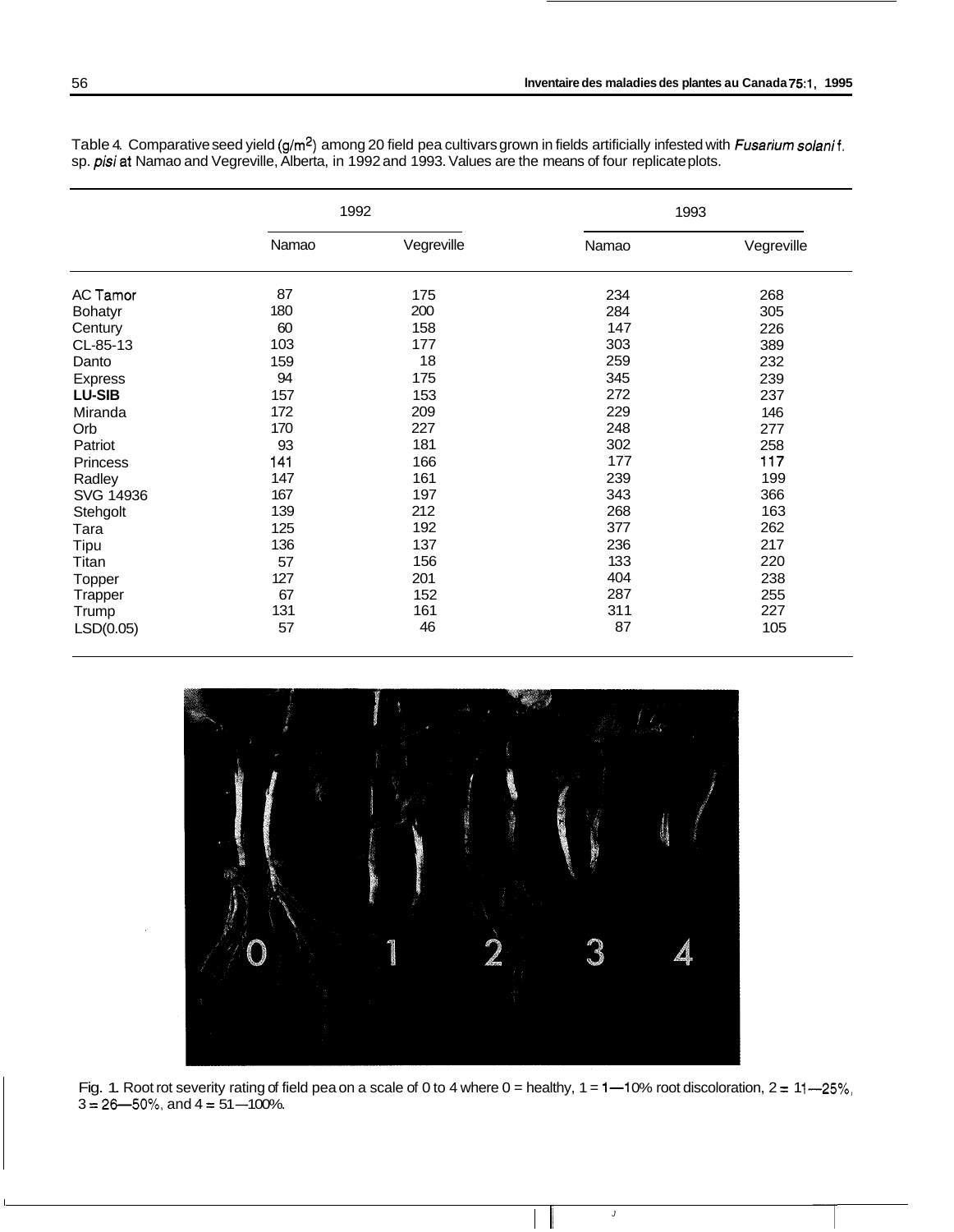Table 4. Comparative seed yield ($g/m^2$) among 20 field pea cultivars grown in fields artificially infested with *Fusarium solani* f. sp. *pisi* at Namao and Vegreville, Alberta, in 1992 and 1993. Values are the means of four replicate plots.

| | 1992 | | 1993 | |
|---|---|---|---|---|
| | Namao | Vegreville | Namao | Vegreville |
| AC Tamor | 87 | 175 | 234 | 268 |
| Bohatyr | 180 | 200 | 284 | 305 |
| Century | 60 | 158 | 147 | 226 |
| CL-85-13 | 103 | 177 | 303 | 389 |
| Danto | 159 | 18 | 259 | 232 |
| Express | 94 | 175 | 345 | 239 |
| **LU-SIB** | 157 | 153 | 272 | 237 |
| Miranda | 172 | 209 | 229 | 146 |
| Orb | 170 | 227 | 248 | 277 |
| Patriot | 93 | 181 | 302 | 258 |
| Princess | 141 | 166 | 177 | 117 |
| Radley | 147 | 161 | 239 | 199 |
| SVG 14936 | 167 | 197 | 343 | 366 |
| Stehgolt | 139 | 212 | 268 | 163 |
| Tara | 125 | 192 | 377 | 262 |
| Tipu | 136 | 137 | 236 | 217 |
| Titan | 57 | 156 | 133 | 220 |
| Topper | 127 | 201 | 404 | 238 |
| Trapper | 67 | 152 | 287 | 255 |
| Trump | 131 | 161 | 311 | 227 |
| LSD(0.05) | 57 | 46 | 87 | 105 |

0 1 2 3 4

Fig. 1. Root rot severity rating of field pea on a scale of 0 to 4 where 0 = healthy, 1 = 1—10% root discoloration, 2 = 11—25%, 3 = 26—50%, and 4 = 51—100%.